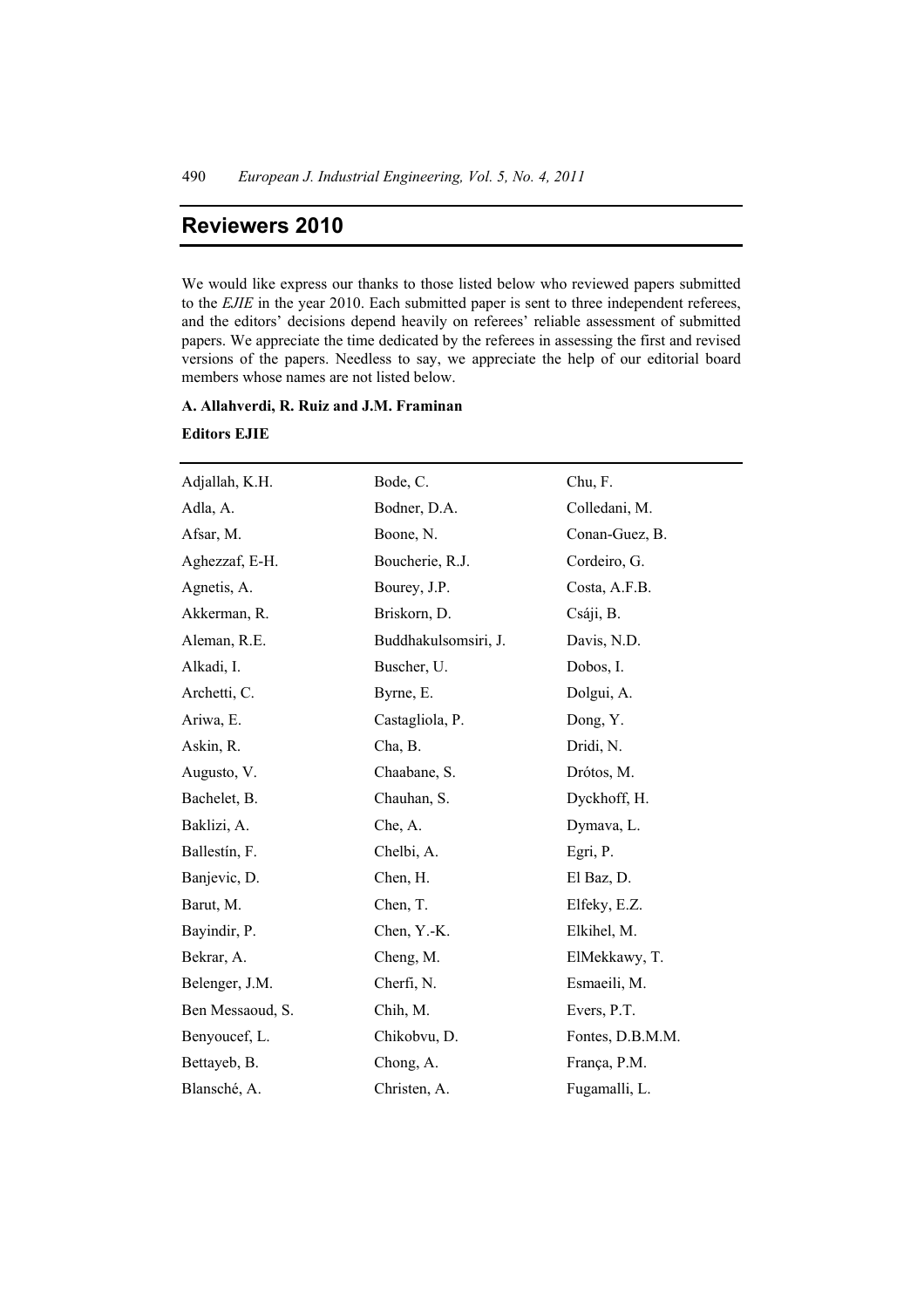# Reviewers 2010

We would like express our thanks to those listed below who reviewed papers submitted to the *EJIE* in the year 2010. Each submitted paper is sent to three independent referees, and the editors' decisions depend heavily on referees' reliable assessment of submitted papers. We appreciate the time dedicated by the referees in assessing the first and revised versions of the papers. Needless to say, we appreciate the help of our editorial board members whose names are not listed below.

**A. Allahverdi, R. Ruiz and J.M. Framinan**

**Editors EJIE**

Adjallah, K.H.
Adla, A.
Afsar, M.
Aghezzaf, E-H.
Agnetis, A.
Akkerman, R.
Aleman, R.E.
Alkadi, I.
Archetti, C.
Ariwa, E.
Askin, R.
Augusto, V.
Bachelet, B.
Baklizi, A.
Ballestín, F.
Banjevic, D.
Barut, M.
Bayindir, P.
Bekrar, A.
Belenger, J.M.
Ben Messaoud, S.
Benyoucef, L.
Bettayeb, B.
Blansché, A.
Bode, C.
Bodner, D.A.
Boone, N.
Boucherie, R.J.
Bourey, J.P.
Briskorn, D.
Buddhakulsomsiri, J.
Buscher, U.
Byrne, E.
Castagliola, P.
Cha, B.
Chaabane, S.
Chauhan, S.
Che, A.
Chelbi, A.
Chen, H.
Chen, T.
Chen, Y.-K.
Cheng, M.
Cherfi, N.
Chih, M.
Chikobvu, D.
Chong, A.
Christen, A.
Chu, F.
Colledani, M.
Conan-Guez, B.
Cordeiro, G.
Costa, A.F.B.
Csáji, B.
Davis, N.D.
Dobos, I.
Dolgui, A.
Dong, Y.
Dridi, N.
Drótos, M.
Dyckhoff, H.
Dymava, L.
Egri, P.
El Baz, D.
Elfeky, E.Z.
Elkihel, M.
ElMekkawy, T.
Esmaeili, M.
Evers, P.T.
Fontes, D.B.M.M.
França, P.M.
Fugamalli, L.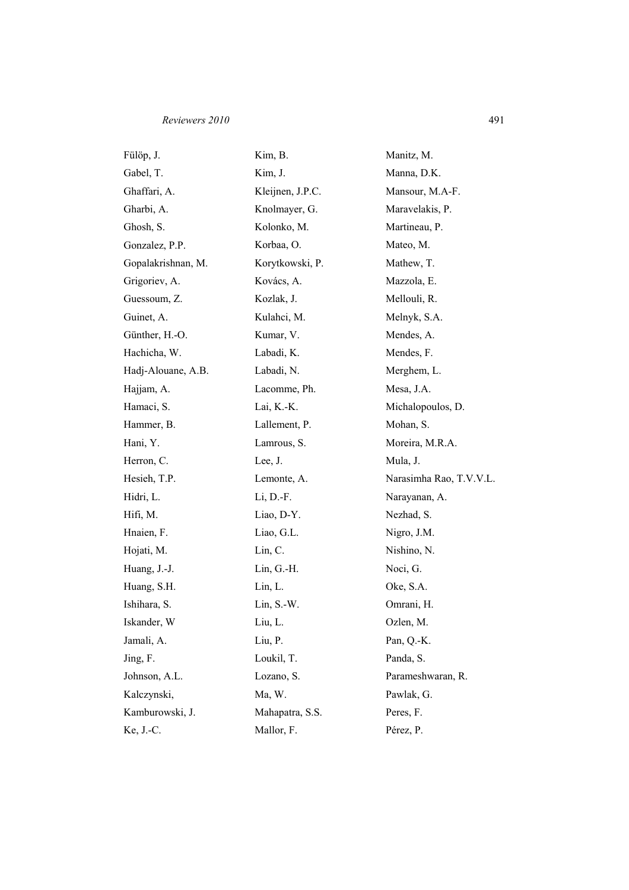Fülöp, J.
Gabel, T.
Ghaffari, A.
Gharbi, A.
Ghosh, S.
Gonzalez, P.P.
Gopalakrishnan, M.
Grigoriev, A.
Guessoum, Z.
Guinet, A.
Günther, H.-O.
Hachicha, W.
Hadj-Alouane, A.B.
Hajjam, A.
Hamaci, S.
Hammer, B.
Hani, Y.
Herron, C.
Hesieh, T.P.
Hidri, L.
Hifi, M.
Hnaien, F.
Hojati, M.
Huang, J.-J.
Huang, S.H.
Ishihara, S.
Iskander, W
Jamali, A.
Jing, F.
Johnson, A.L.
Kalczynski,
Kamburowski, J.
Ke, J.-C.
Kim, B.
Kim, J.
Kleijnen, J.P.C.
Knolmayer, G.
Kolonko, M.
Korbaa, O.
Korytkowski, P.
Kovács, A.
Kozlak, J.
Kulahci, M.
Kumar, V.
Labadi, K.
Labadi, N.
Lacomme, Ph.
Lai, K.-K.
Lallement, P.
Lamrous, S.
Lee, J.
Lemonte, A.
Li, D.-F.
Liao, D-Y.
Liao, G.L.
Lin, C.
Lin, G.-H.
Lin, L.
Lin, S.-W.
Liu, L.
Liu, P.
Loukil, T.
Lozano, S.
Ma, W.
Mahapatra, S.S.
Mallor, F.
Manitz, M.
Manna, D.K.
Mansour, M.A-F.
Maravelakis, P.
Martineau, P.
Mateo, M.
Mathew, T.
Mazzola, E.
Mellouli, R.
Melnyk, S.A.
Mendes, A.
Mendes, F.
Merghem, L.
Mesa, J.A.
Michalopoulos, D.
Mohan, S.
Moreira, M.R.A.
Mula, J.
Narasimha Rao, T.V.V.L.
Narayanan, A.
Nezhad, S.
Nigro, J.M.
Nishino, N.
Noci, G.
Oke, S.A.
Omrani, H.
Ozlen, M.
Pan, Q.-K.
Panda, S.
Parameshwaran, R.
Pawlak, G.
Peres, F.
Pérez, P.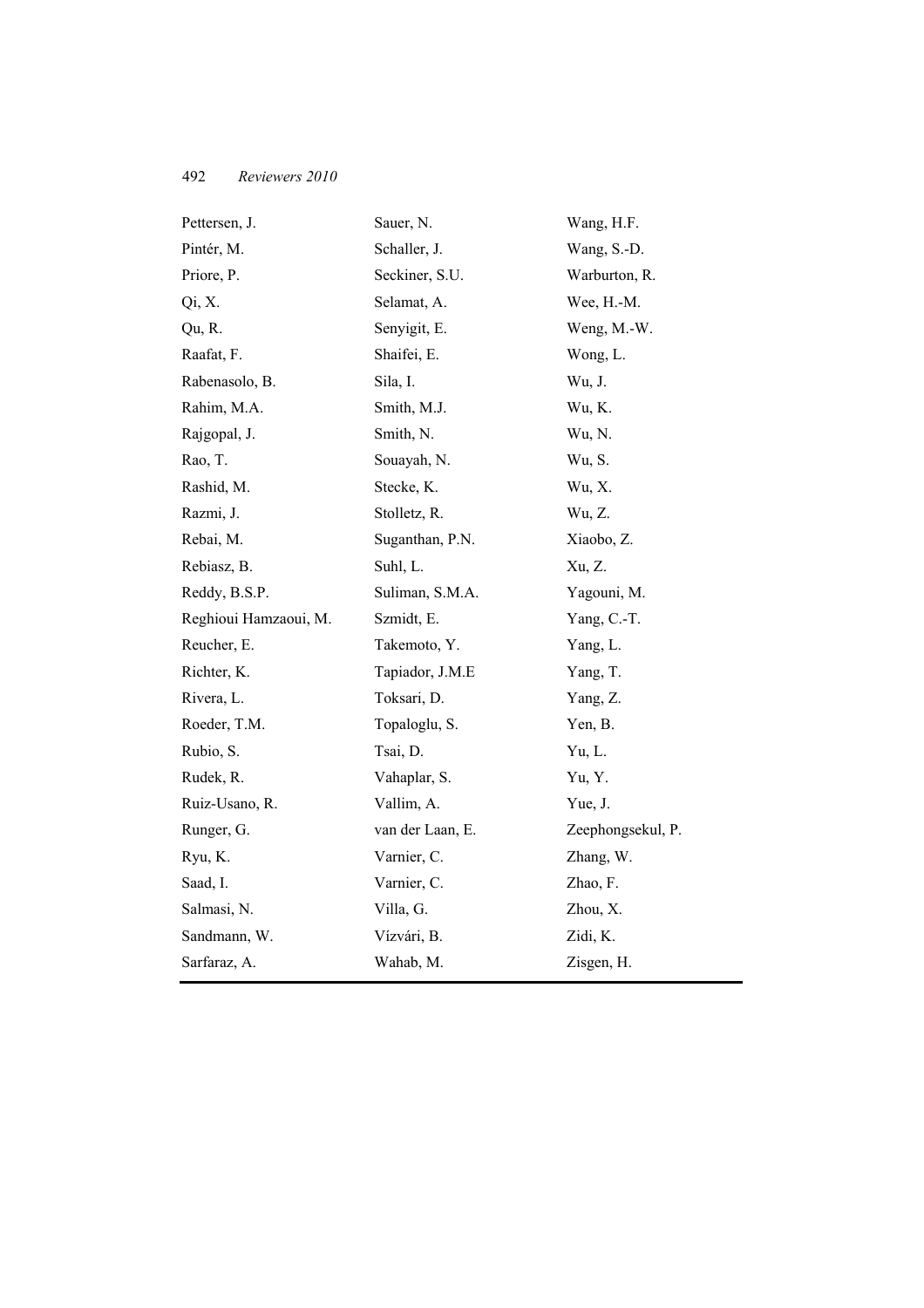Pettersen, J.
Pintér, M.
Priore, P.
Qi, X.
Qu, R.
Raafat, F.
Rabenasolo, B.
Rahim, M.A.
Rajgopal, J.
Rao, T.
Rashid, M.
Razmi, J.
Rebai, M.
Rebiasz, B.
Reddy, B.S.P.
Reghioui Hamzaoui, M.
Reucher, E.
Richter, K.
Rivera, L.
Roeder, T.M.
Rubio, S.
Rudek, R.
Ruiz-Usano, R.
Runger, G.
Ryu, K.
Saad, I.
Salmasi, N.
Sandmann, W.
Sarfaraz, A.
Sauer, N.
Schaller, J.
Seckiner, S.U.
Selamat, A.
Senyigit, E.
Shaifei, E.
Sila, I.
Smith, M.J.
Smith, N.
Souayah, N.
Stecke, K.
Stolletz, R.
Suganthan, P.N.
Suhl, L.
Suliman, S.M.A.
Szmidt, E.
Takemoto, Y.
Tapiador, J.M.E
Toksari, D.
Topaloglu, S.
Tsai, D.
Vahaplar, S.
Vallim, A.
van der Laan, E.
Varnier, C.
Varnier, C.
Villa, G.
Vízvári, B.
Wahab, M.
Wang, H.F.
Wang, S.-D.
Warburton, R.
Wee, H.-M.
Weng, M.-W.
Wong, L.
Wu, J.
Wu, K.
Wu, N.
Wu, S.
Wu, X.
Wu, Z.
Xiaobo, Z.
Xu, Z.
Yagouni, M.
Yang, C.-T.
Yang, L.
Yang, T.
Yang, Z.
Yen, B.
Yu, L.
Yu, Y.
Yue, J.
Zeephongsekul, P.
Zhang, W.
Zhao, F.
Zhou, X.
Zidi, K.
Zisgen, H.